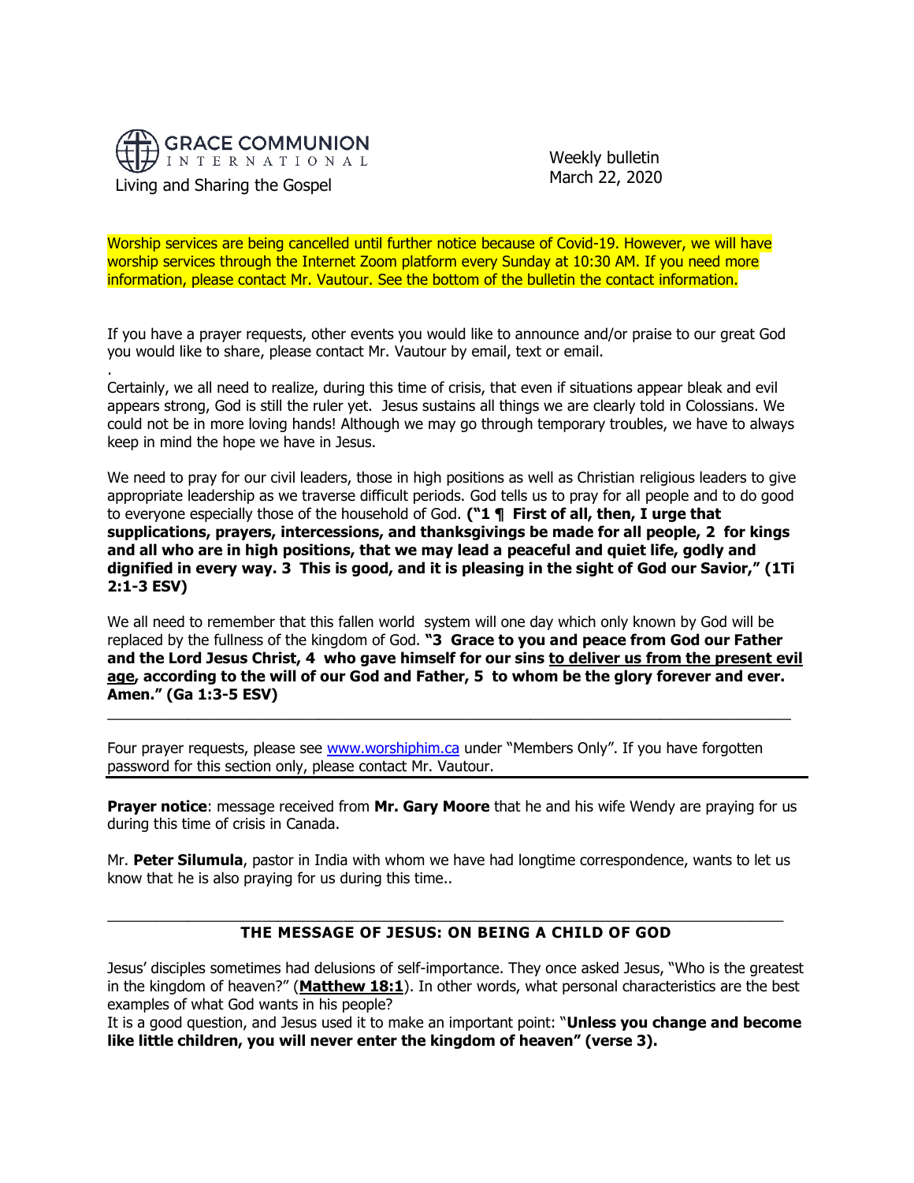GRACE COMMUNION INTERNATIONAL

Living and Sharing the Gospel

Weekly bulletin
March 22, 2020

Worship services are being cancelled until further notice because of Covid-19. However, we will have worship services through the Internet Zoom platform every Sunday at 10:30 AM. If you need more information, please contact Mr. Vautour. See the bottom of the bulletin the contact information.

If you have a prayer requests, other events you would like to announce and/or praise to our great God you would like to share, please contact Mr. Vautour by email, text or email.

.

Certainly, we all need to realize, during this time of crisis, that even if situations appear bleak and evil appears strong, God is still the ruler yet. Jesus sustains all things we are clearly told in Colossians. We could not be in more loving hands! Although we may go through temporary troubles, we have to always keep in mind the hope we have in Jesus.

We need to pray for our civil leaders, those in high positions as well as Christian religious leaders to give appropriate leadership as we traverse difficult periods. God tells us to pray for all people and to do good to everyone especially those of the household of God. **("1 ¶ First of all, then, I urge that supplications, prayers, intercessions, and thanksgivings be made for all people, 2 for kings and all who are in high positions, that we may lead a peaceful and quiet life, godly and dignified in every way. 3 This is good, and it is pleasing in the sight of God our Savior," (1Ti 2:1-3 ESV)**

We all need to remember that this fallen world system will one day which only known by God will be replaced by the fullness of the kingdom of God. **"3 Grace to you and peace from God our Father and the Lord Jesus Christ, 4 who gave himself for our sins <u>to deliver us from the present evil age</u>, according to the will of our God and Father, 5 to whom be the glory forever and ever. Amen." (Ga 1:3-5 ESV)**

---

Four prayer requests, please see www.worshiphim.ca under "Members Only". If you have forgotten password for this section only, please contact Mr. Vautour.

---

**Prayer notice**: message received from **Mr. Gary Moore** that he and his wife Wendy are praying for us during this time of crisis in Canada.

Mr. **Peter Silumula**, pastor in India with whom we have had longtime correspondence, wants to let us know that he is also praying for us during this time..

---

## THE MESSAGE OF JESUS: ON BEING A CHILD OF GOD

Jesus' disciples sometimes had delusions of self-importance. They once asked Jesus, "Who is the greatest in the kingdom of heaven?" (**Matthew 18:1**). In other words, what personal characteristics are the best examples of what God wants in his people?

It is a good question, and Jesus used it to make an important point: "**Unless you change and become like little children, you will never enter the kingdom of heaven" (verse 3).**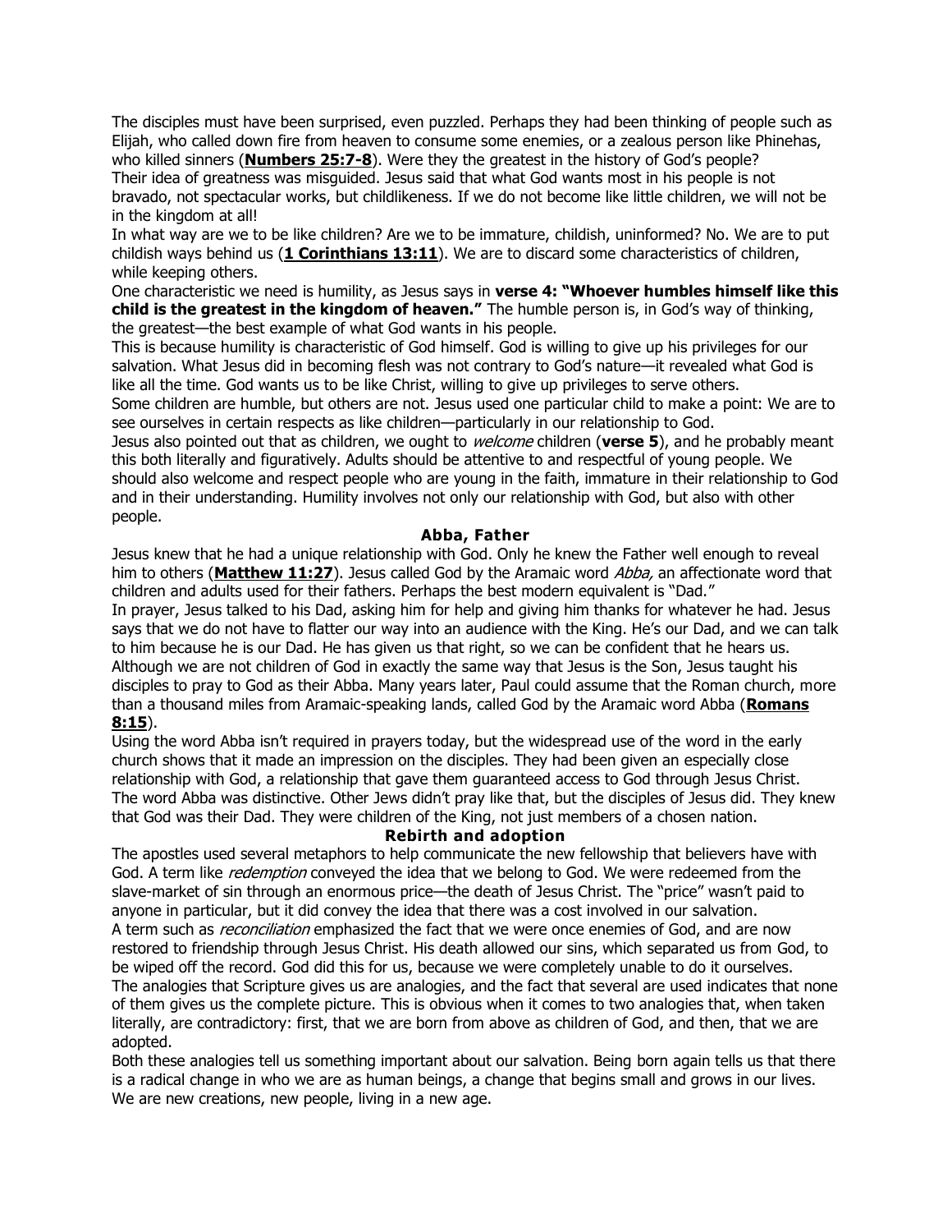The disciples must have been surprised, even puzzled. Perhaps they had been thinking of people such as Elijah, who called down fire from heaven to consume some enemies, or a zealous person like Phinehas, who killed sinners (**Numbers 25:7-8**). Were they the greatest in the history of God's people?

Their idea of greatness was misguided. Jesus said that what God wants most in his people is not bravado, not spectacular works, but childlikeness. If we do not become like little children, we will not be in the kingdom at all!

In what way are we to be like children? Are we to be immature, childish, uninformed? No. We are to put childish ways behind us (**1 Corinthians 13:11**). We are to discard some characteristics of children, while keeping others.

One characteristic we need is humility, as Jesus says in **verse 4: "Whoever humbles himself like this child is the greatest in the kingdom of heaven."** The humble person is, in God's way of thinking, the greatest—the best example of what God wants in his people.

This is because humility is characteristic of God himself. God is willing to give up his privileges for our salvation. What Jesus did in becoming flesh was not contrary to God's nature—it revealed what God is like all the time. God wants us to be like Christ, willing to give up privileges to serve others.

Some children are humble, but others are not. Jesus used one particular child to make a point: We are to see ourselves in certain respects as like children—particularly in our relationship to God.

Jesus also pointed out that as children, we ought to *welcome* children (**verse 5**), and he probably meant this both literally and figuratively. Adults should be attentive to and respectful of young people. We should also welcome and respect people who are young in the faith, immature in their relationship to God and in their understanding. Humility involves not only our relationship with God, but also with other people.

### Abba, Father

Jesus knew that he had a unique relationship with God. Only he knew the Father well enough to reveal him to others (**Matthew 11:27**). Jesus called God by the Aramaic word *Abba,* an affectionate word that children and adults used for their fathers. Perhaps the best modern equivalent is "Dad."

In prayer, Jesus talked to his Dad, asking him for help and giving him thanks for whatever he had. Jesus says that we do not have to flatter our way into an audience with the King. He's our Dad, and we can talk to him because he is our Dad. He has given us that right, so we can be confident that he hears us.

Although we are not children of God in exactly the same way that Jesus is the Son, Jesus taught his disciples to pray to God as their Abba. Many years later, Paul could assume that the Roman church, more than a thousand miles from Aramaic-speaking lands, called God by the Aramaic word Abba (**Romans 8:15**).

Using the word Abba isn't required in prayers today, but the widespread use of the word in the early church shows that it made an impression on the disciples. They had been given an especially close relationship with God, a relationship that gave them guaranteed access to God through Jesus Christ.

The word Abba was distinctive. Other Jews didn't pray like that, but the disciples of Jesus did. They knew that God was their Dad. They were children of the King, not just members of a chosen nation.

### Rebirth and adoption

The apostles used several metaphors to help communicate the new fellowship that believers have with God. A term like *redemption* conveyed the idea that we belong to God. We were redeemed from the slave-market of sin through an enormous price—the death of Jesus Christ. The "price" wasn't paid to anyone in particular, but it did convey the idea that there was a cost involved in our salvation.

A term such as *reconciliation* emphasized the fact that we were once enemies of God, and are now restored to friendship through Jesus Christ. His death allowed our sins, which separated us from God, to be wiped off the record. God did this for us, because we were completely unable to do it ourselves.

The analogies that Scripture gives us are analogies, and the fact that several are used indicates that none of them gives us the complete picture. This is obvious when it comes to two analogies that, when taken literally, are contradictory: first, that we are born from above as children of God, and then, that we are adopted.

Both these analogies tell us something important about our salvation. Being born again tells us that there is a radical change in who we are as human beings, a change that begins small and grows in our lives. We are new creations, new people, living in a new age.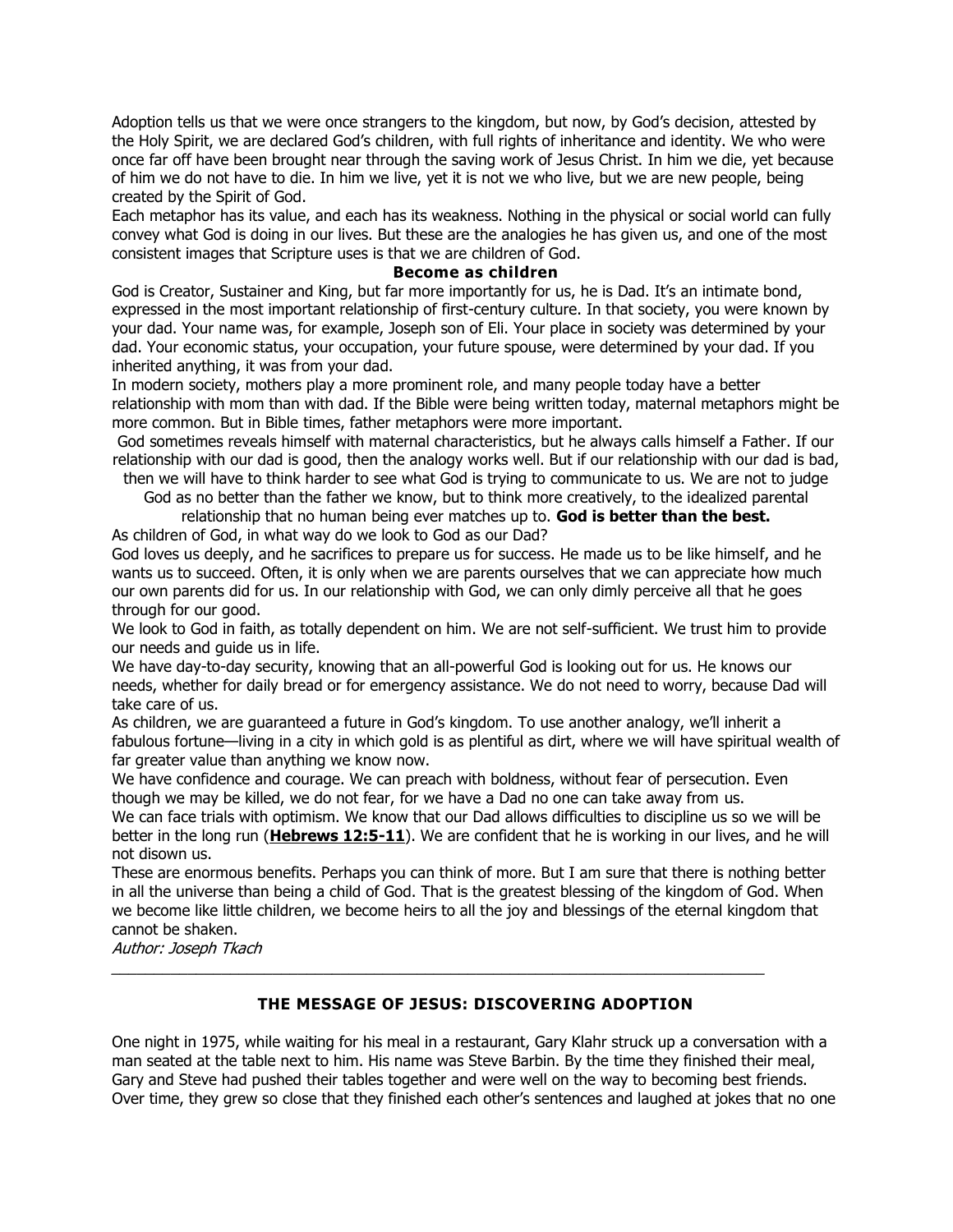Adoption tells us that we were once strangers to the kingdom, but now, by God's decision, attested by the Holy Spirit, we are declared God's children, with full rights of inheritance and identity. We who were once far off have been brought near through the saving work of Jesus Christ. In him we die, yet because of him we do not have to die. In him we live, yet it is not we who live, but we are new people, being created by the Spirit of God.

Each metaphor has its value, and each has its weakness. Nothing in the physical or social world can fully convey what God is doing in our lives. But these are the analogies he has given us, and one of the most consistent images that Scripture uses is that we are children of God.

### Become as children

God is Creator, Sustainer and King, but far more importantly for us, he is Dad. It's an intimate bond, expressed in the most important relationship of first-century culture. In that society, you were known by your dad. Your name was, for example, Joseph son of Eli. Your place in society was determined by your dad. Your economic status, your occupation, your future spouse, were determined by your dad. If you inherited anything, it was from your dad.

In modern society, mothers play a more prominent role, and many people today have a better relationship with mom than with dad. If the Bible were being written today, maternal metaphors might be more common. But in Bible times, father metaphors were more important.

God sometimes reveals himself with maternal characteristics, but he always calls himself a Father. If our relationship with our dad is good, then the analogy works well. But if our relationship with our dad is bad, then we will have to think harder to see what God is trying to communicate to us. We are not to judge God as no better than the father we know, but to think more creatively, to the idealized parental relationship that no human being ever matches up to. **God is better than the best.**

As children of God, in what way do we look to God as our Dad?

God loves us deeply, and he sacrifices to prepare us for success. He made us to be like himself, and he wants us to succeed. Often, it is only when we are parents ourselves that we can appreciate how much our own parents did for us. In our relationship with God, we can only dimly perceive all that he goes through for our good.

We look to God in faith, as totally dependent on him. We are not self-sufficient. We trust him to provide our needs and guide us in life.

We have day-to-day security, knowing that an all-powerful God is looking out for us. He knows our needs, whether for daily bread or for emergency assistance. We do not need to worry, because Dad will take care of us.

As children, we are guaranteed a future in God's kingdom. To use another analogy, we'll inherit a fabulous fortune—living in a city in which gold is as plentiful as dirt, where we will have spiritual wealth of far greater value than anything we know now.

We have confidence and courage. We can preach with boldness, without fear of persecution. Even though we may be killed, we do not fear, for we have a Dad no one can take away from us.

We can face trials with optimism. We know that our Dad allows difficulties to discipline us so we will be better in the long run (**Hebrews 12:5-11**). We are confident that he is working in our lives, and he will not disown us.

These are enormous benefits. Perhaps you can think of more. But I am sure that there is nothing better in all the universe than being a child of God. That is the greatest blessing of the kingdom of God. When we become like little children, we become heirs to all the joy and blessings of the eternal kingdom that cannot be shaken.

*Author: Joseph Tkach*

---

## THE MESSAGE OF JESUS: DISCOVERING ADOPTION

One night in 1975, while waiting for his meal in a restaurant, Gary Klahr struck up a conversation with a man seated at the table next to him. His name was Steve Barbin. By the time they finished their meal, Gary and Steve had pushed their tables together and were well on the way to becoming best friends. Over time, they grew so close that they finished each other's sentences and laughed at jokes that no one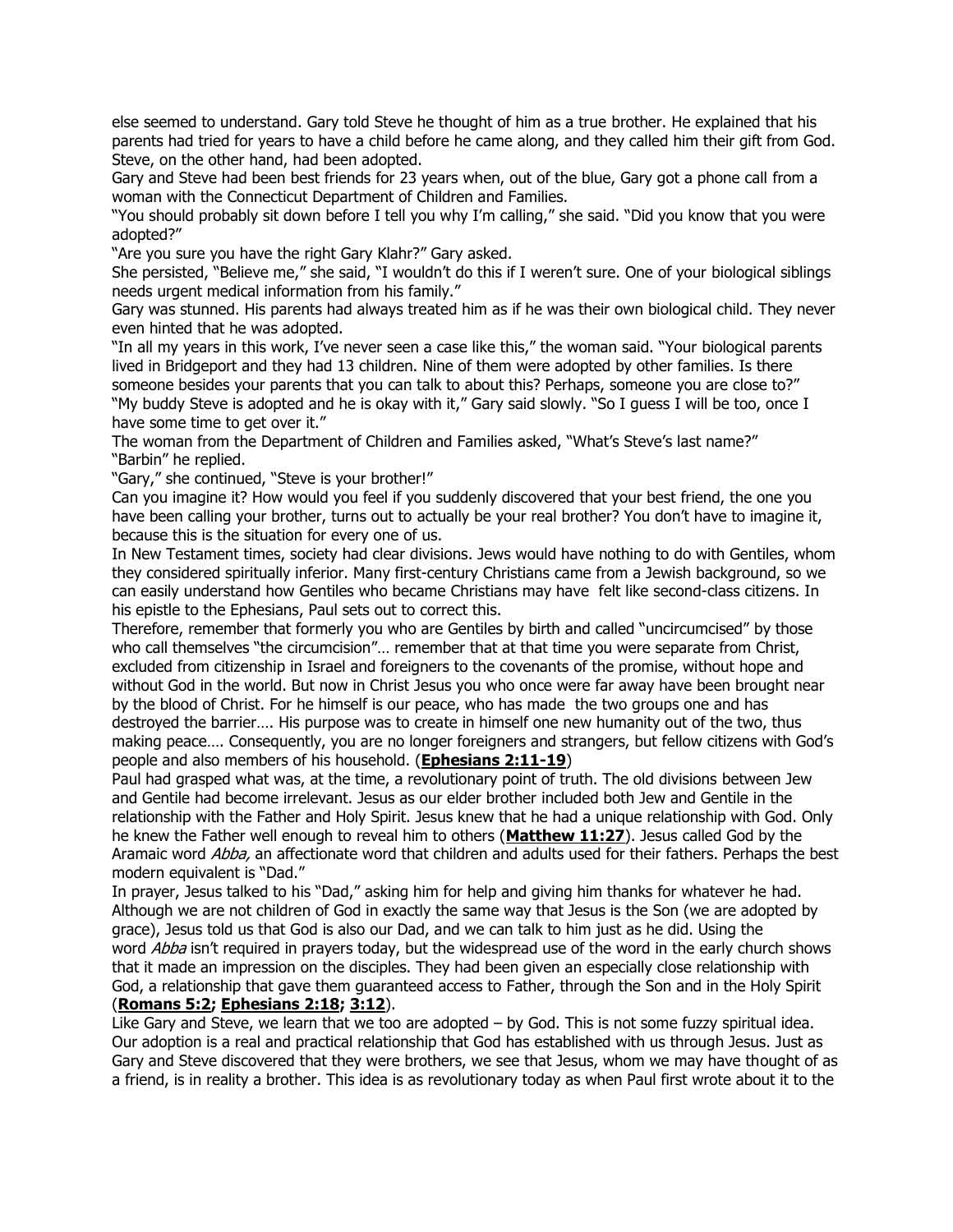else seemed to understand. Gary told Steve he thought of him as a true brother. He explained that his parents had tried for years to have a child before he came along, and they called him their gift from God. Steve, on the other hand, had been adopted.

Gary and Steve had been best friends for 23 years when, out of the blue, Gary got a phone call from a woman with the Connecticut Department of Children and Families.

"You should probably sit down before I tell you why I'm calling," she said. "Did you know that you were adopted?"

"Are you sure you have the right Gary Klahr?" Gary asked.

She persisted, "Believe me," she said, "I wouldn't do this if I weren't sure. One of your biological siblings needs urgent medical information from his family."

Gary was stunned. His parents had always treated him as if he was their own biological child. They never even hinted that he was adopted.

"In all my years in this work, I've never seen a case like this," the woman said. "Your biological parents lived in Bridgeport and they had 13 children. Nine of them were adopted by other families. Is there someone besides your parents that you can talk to about this? Perhaps, someone you are close to?"

"My buddy Steve is adopted and he is okay with it," Gary said slowly. "So I guess I will be too, once I have some time to get over it."

The woman from the Department of Children and Families asked, "What's Steve's last name?"

"Barbin" he replied.

"Gary," she continued, "Steve is your brother!"

Can you imagine it? How would you feel if you suddenly discovered that your best friend, the one you have been calling your brother, turns out to actually be your real brother? You don't have to imagine it, because this is the situation for every one of us.

In New Testament times, society had clear divisions. Jews would have nothing to do with Gentiles, whom they considered spiritually inferior. Many first-century Christians came from a Jewish background, so we can easily understand how Gentiles who became Christians may have felt like second-class citizens. In his epistle to the Ephesians, Paul sets out to correct this.

Therefore, remember that formerly you who are Gentiles by birth and called "uncircumcised" by those who call themselves "the circumcision"… remember that at that time you were separate from Christ, excluded from citizenship in Israel and foreigners to the covenants of the promise, without hope and without God in the world. But now in Christ Jesus you who once were far away have been brought near by the blood of Christ. For he himself is our peace, who has made the two groups one and has destroyed the barrier…. His purpose was to create in himself one new humanity out of the two, thus making peace…. Consequently, you are no longer foreigners and strangers, but fellow citizens with God's people and also members of his household. (**Ephesians 2:11-19**)

Paul had grasped what was, at the time, a revolutionary point of truth. The old divisions between Jew and Gentile had become irrelevant. Jesus as our elder brother included both Jew and Gentile in the relationship with the Father and Holy Spirit. Jesus knew that he had a unique relationship with God. Only he knew the Father well enough to reveal him to others (**Matthew 11:27**). Jesus called God by the Aramaic word *Abba,* an affectionate word that children and adults used for their fathers. Perhaps the best modern equivalent is "Dad."

In prayer, Jesus talked to his "Dad," asking him for help and giving him thanks for whatever he had. Although we are not children of God in exactly the same way that Jesus is the Son (we are adopted by grace), Jesus told us that God is also our Dad, and we can talk to him just as he did. Using the word *Abba* isn't required in prayers today, but the widespread use of the word in the early church shows that it made an impression on the disciples. They had been given an especially close relationship with God, a relationship that gave them guaranteed access to Father, through the Son and in the Holy Spirit (**Romans 5:2; Ephesians 2:18; 3:12**).

Like Gary and Steve, we learn that we too are adopted – by God. This is not some fuzzy spiritual idea. Our adoption is a real and practical relationship that God has established with us through Jesus. Just as Gary and Steve discovered that they were brothers, we see that Jesus, whom we may have thought of as a friend, is in reality a brother. This idea is as revolutionary today as when Paul first wrote about it to the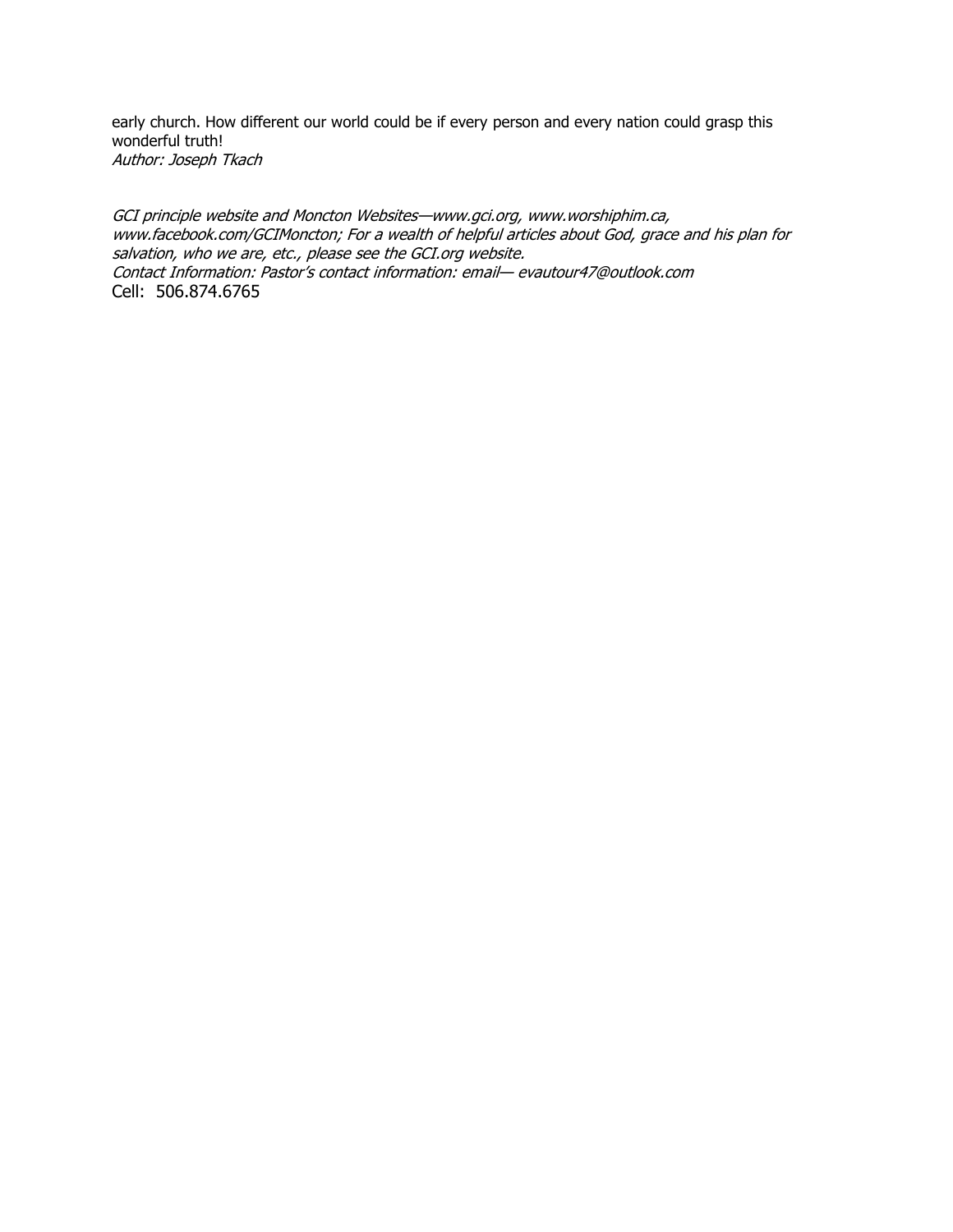early church. How different our world could be if every person and every nation could grasp this wonderful truth!
*Author: Joseph Tkach*

*GCI principle website and Moncton Websites—www.gci.org, www.worshiphim.ca, www.facebook.com/GCIMoncton; For a wealth of helpful articles about God, grace and his plan for salvation, who we are, etc., please see the GCI.org website.*
*Contact Information: Pastor's contact information: email— evautour47@outlook.com*
Cell: 506.874.6765